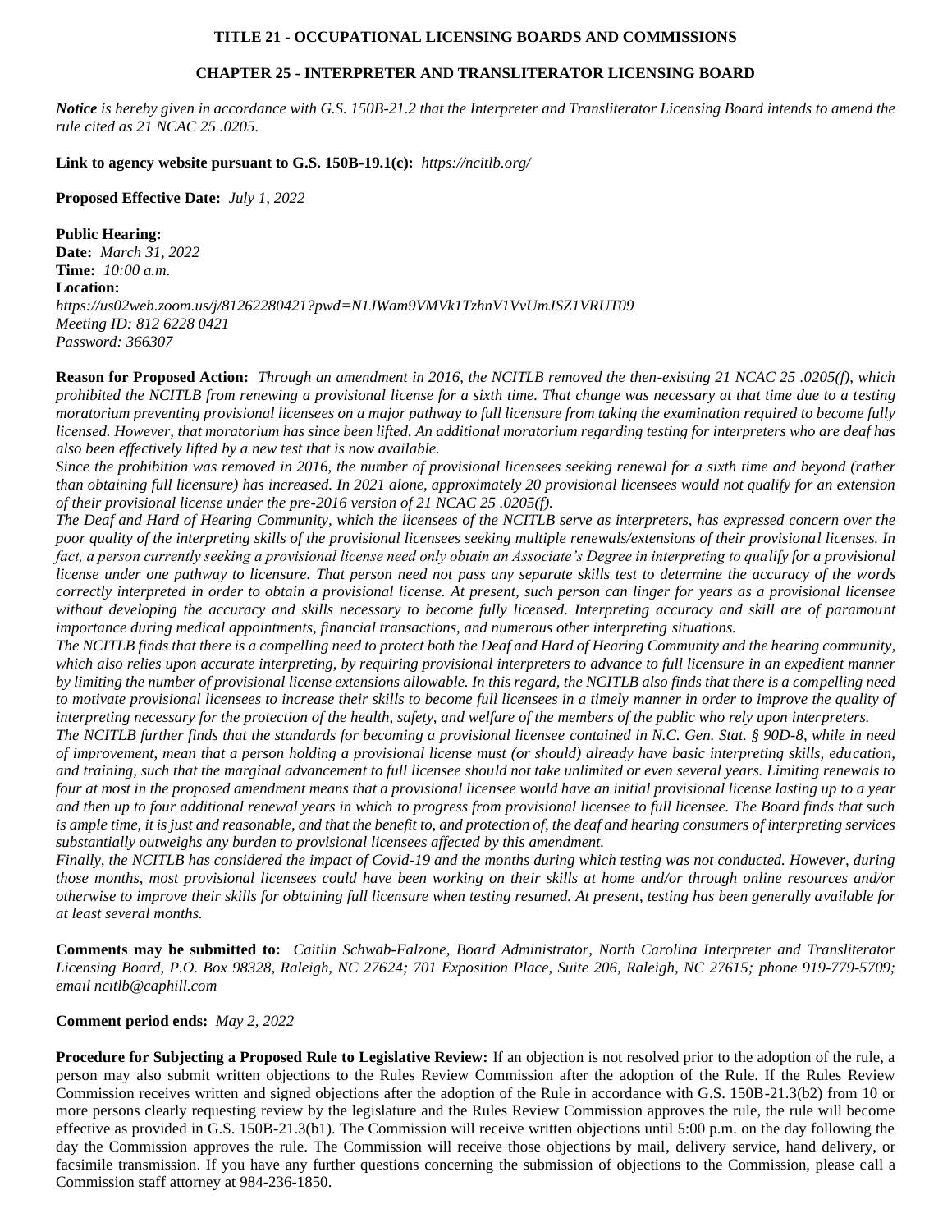# TITLE 21 - OCCUPATIONAL LICENSING BOARDS AND COMMISSIONS

## CHAPTER 25 - INTERPRETER AND TRANSLITERATOR LICENSING BOARD

***Notice** is hereby given in accordance with G.S. 150B-21.2 that the Interpreter and Transliterator Licensing Board intends to amend the rule cited as 21 NCAC 25 .0205.*

**Link to agency website pursuant to G.S. 150B-19.1(c):** *https://ncitlb.org/*

**Proposed Effective Date:** *July 1, 2022*

**Public Hearing:**
**Date:** *March 31, 2022*
**Time:** *10:00 a.m.*
**Location:**
*https://us02web.zoom.us/j/81262280421?pwd=N1JWam9VMVk1TzhnV1VvUmJSZ1VRUT09*
*Meeting ID: 812 6228 0421*
*Password: 366307*

**Reason for Proposed Action:** *Through an amendment in 2016, the NCITLB removed the then-existing 21 NCAC 25 .0205(f), which prohibited the NCITLB from renewing a provisional license for a sixth time. That change was necessary at that time due to a testing moratorium preventing provisional licensees on a major pathway to full licensure from taking the examination required to become fully licensed. However, that moratorium has since been lifted. An additional moratorium regarding testing for interpreters who are deaf has also been effectively lifted by a new test that is now available.*

*Since the prohibition was removed in 2016, the number of provisional licensees seeking renewal for a sixth time and beyond (rather than obtaining full licensure) has increased. In 2021 alone, approximately 20 provisional licensees would not qualify for an extension of their provisional license under the pre-2016 version of 21 NCAC 25 .0205(f).*

*The Deaf and Hard of Hearing Community, which the licensees of the NCITLB serve as interpreters, has expressed concern over the poor quality of the interpreting skills of the provisional licensees seeking multiple renewals/extensions of their provisional licenses. In fact, a person currently seeking a provisional license need only obtain an Associate's Degree in interpreting to qualify for a provisional license under one pathway to licensure. That person need not pass any separate skills test to determine the accuracy of the words correctly interpreted in order to obtain a provisional license. At present, such person can linger for years as a provisional licensee without developing the accuracy and skills necessary to become fully licensed. Interpreting accuracy and skill are of paramount importance during medical appointments, financial transactions, and numerous other interpreting situations.*

*The NCITLB finds that there is a compelling need to protect both the Deaf and Hard of Hearing Community and the hearing community, which also relies upon accurate interpreting, by requiring provisional interpreters to advance to full licensure in an expedient manner by limiting the number of provisional license extensions allowable. In this regard, the NCITLB also finds that there is a compelling need to motivate provisional licensees to increase their skills to become full licensees in a timely manner in order to improve the quality of interpreting necessary for the protection of the health, safety, and welfare of the members of the public who rely upon interpreters.*

*The NCITLB further finds that the standards for becoming a provisional licensee contained in N.C. Gen. Stat. § 90D-8, while in need of improvement, mean that a person holding a provisional license must (or should) already have basic interpreting skills, education, and training, such that the marginal advancement to full licensee should not take unlimited or even several years. Limiting renewals to four at most in the proposed amendment means that a provisional licensee would have an initial provisional license lasting up to a year and then up to four additional renewal years in which to progress from provisional licensee to full licensee. The Board finds that such is ample time, it is just and reasonable, and that the benefit to, and protection of, the deaf and hearing consumers of interpreting services substantially outweighs any burden to provisional licensees affected by this amendment.*

*Finally, the NCITLB has considered the impact of Covid-19 and the months during which testing was not conducted. However, during those months, most provisional licensees could have been working on their skills at home and/or through online resources and/or otherwise to improve their skills for obtaining full licensure when testing resumed. At present, testing has been generally available for at least several months.*

**Comments may be submitted to:** *Caitlin Schwab-Falzone, Board Administrator, North Carolina Interpreter and Transliterator Licensing Board, P.O. Box 98328, Raleigh, NC 27624; 701 Exposition Place, Suite 206, Raleigh, NC 27615; phone 919-779-5709; email ncitlb@caphill.com*

**Comment period ends:** *May 2, 2022*

**Procedure for Subjecting a Proposed Rule to Legislative Review:** If an objection is not resolved prior to the adoption of the rule, a person may also submit written objections to the Rules Review Commission after the adoption of the Rule. If the Rules Review Commission receives written and signed objections after the adoption of the Rule in accordance with G.S. 150B-21.3(b2) from 10 or more persons clearly requesting review by the legislature and the Rules Review Commission approves the rule, the rule will become effective as provided in G.S. 150B-21.3(b1). The Commission will receive written objections until 5:00 p.m. on the day following the day the Commission approves the rule. The Commission will receive those objections by mail, delivery service, hand delivery, or facsimile transmission. If you have any further questions concerning the submission of objections to the Commission, please call a Commission staff attorney at 984-236-1850.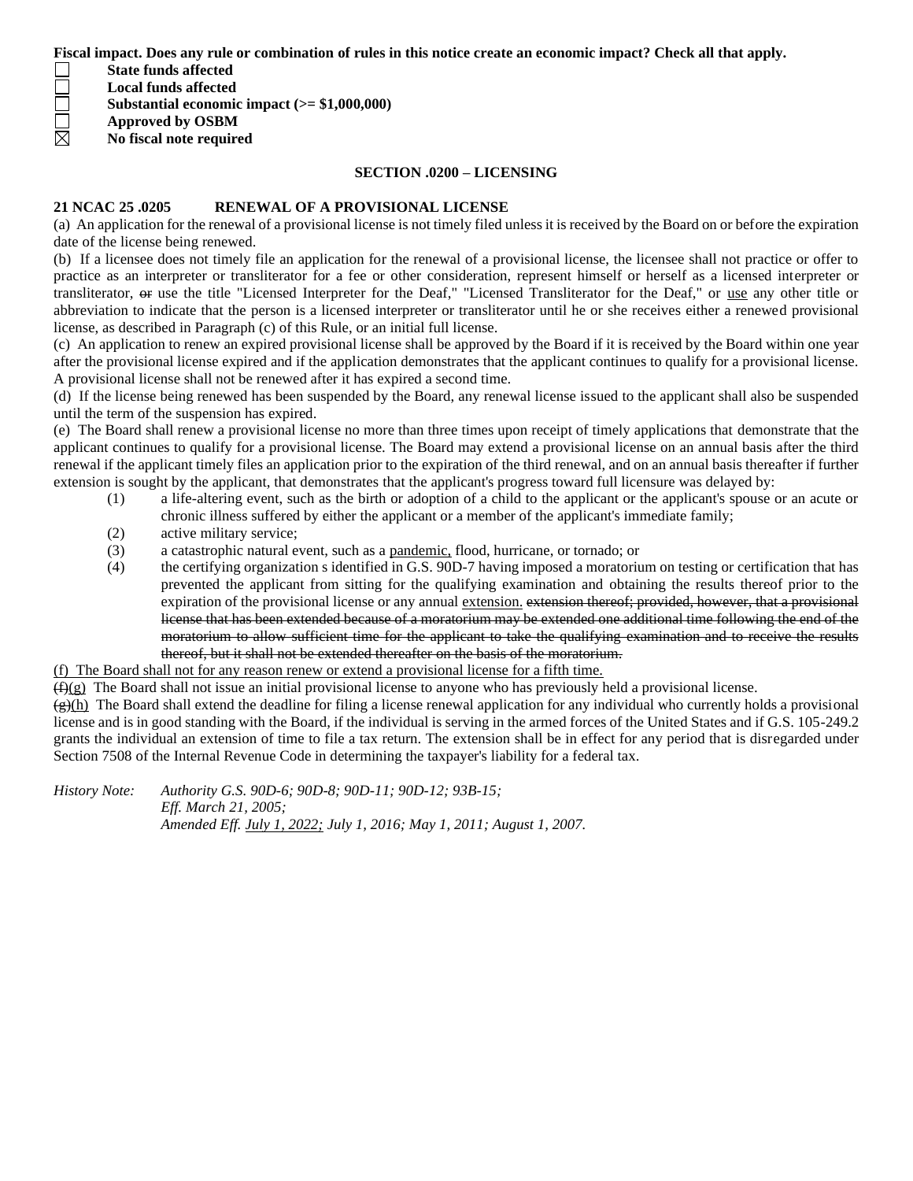**Fiscal impact. Does any rule or combination of rules in this notice create an economic impact? Check all that apply.**

- ☐ **State funds affected**
- ☐ **Local funds affected**
- ☐ **Substantial economic impact (>= $1,000,000)**
- ☐ **Approved by OSBM**
- ☒ **No fiscal note required**

**SECTION .0200 – LICENSING**

**21 NCAC 25 .0205 RENEWAL OF A PROVISIONAL LICENSE**

(a) An application for the renewal of a provisional license is not timely filed unless it is received by the Board on or before the expiration date of the license being renewed.

(b) If a licensee does not timely file an application for the renewal of a provisional license, the licensee shall not practice or offer to practice as an interpreter or transliterator for a fee or other consideration, represent himself or herself as a licensed interpreter or transliterator, ~~or~~ use the title "Licensed Interpreter for the Deaf," "Licensed Transliterator for the Deaf," or <u>use</u> any other title or abbreviation to indicate that the person is a licensed interpreter or transliterator until he or she receives either a renewed provisional license, as described in Paragraph (c) of this Rule, or an initial full license.

(c) An application to renew an expired provisional license shall be approved by the Board if it is received by the Board within one year after the provisional license expired and if the application demonstrates that the applicant continues to qualify for a provisional license. A provisional license shall not be renewed after it has expired a second time.

(d) If the license being renewed has been suspended by the Board, any renewal license issued to the applicant shall also be suspended until the term of the suspension has expired.

(e) The Board shall renew a provisional license no more than three times upon receipt of timely applications that demonstrate that the applicant continues to qualify for a provisional license. The Board may extend a provisional license on an annual basis after the third renewal if the applicant timely files an application prior to the expiration of the third renewal, and on an annual basis thereafter if further extension is sought by the applicant, that demonstrates that the applicant's progress toward full licensure was delayed by:

- (1) a life-altering event, such as the birth or adoption of a child to the applicant or the applicant's spouse or an acute or chronic illness suffered by either the applicant or a member of the applicant's immediate family;
- (2) active military service;
- (3) a catastrophic natural event, such as a <u>pandemic,</u> flood, hurricane, or tornado; or
- (4) the certifying organization s identified in G.S. 90D-7 having imposed a moratorium on testing or certification that has prevented the applicant from sitting for the qualifying examination and obtaining the results thereof prior to the expiration of the provisional license or any annual <u>extension.</u> ~~extension thereof; provided, however, that a provisional license that has been extended because of a moratorium may be extended one additional time following the end of the moratorium to allow sufficient time for the applicant to take the qualifying examination and to receive the results thereof, but it shall not be extended thereafter on the basis of the moratorium.~~

<u>(f) The Board shall not for any reason renew or extend a provisional license for a fifth time.</u>

~~(f)~~<u>(g)</u> The Board shall not issue an initial provisional license to anyone who has previously held a provisional license.

~~(g)~~<u>(h)</u> The Board shall extend the deadline for filing a license renewal application for any individual who currently holds a provisional license and is in good standing with the Board, if the individual is serving in the armed forces of the United States and if G.S. 105-249.2 grants the individual an extension of time to file a tax return. The extension shall be in effect for any period that is disregarded under Section 7508 of the Internal Revenue Code in determining the taxpayer's liability for a federal tax.

*History Note: Authority G.S. 90D-6; 90D-8; 90D-11; 90D-12; 93B-15;*
*Eff. March 21, 2005;*
*Amended Eff. <u>July 1, 2022;</u> July 1, 2016; May 1, 2011; August 1, 2007.*